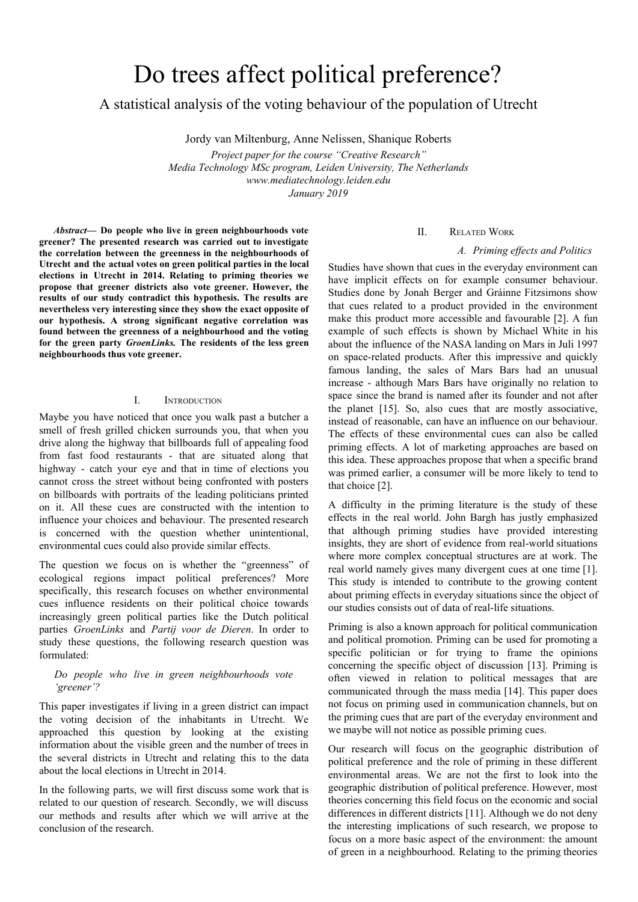# Do trees affect political preference?

## A statistical analysis of the voting behaviour of the population of Utrecht

Jordy van Miltenburg, Anne Nelissen, Shanique Roberts

*Project paper for the course "Creative Research"*
*Media Technology MSc program, Leiden University, The Netherlands*
*www.mediatechnology.leiden.edu*
*January 2019*

***Abstract*— Do people who live in green neighbourhoods vote greener? The presented research was carried out to investigate the correlation between the greenness in the neighbourhoods of Utrecht and the actual votes on green political parties in the local elections in Utrecht in 2014. Relating to priming theories we propose that greener districts also vote greener. However, the results of our study contradict this hypothesis. The results are nevertheless very interesting since they show the exact opposite of our hypothesis. A strong significant negative correlation was found between the greenness of a neighbourhood and the voting for the green party *GroenLinks.* The residents of the less green neighbourhoods thus vote greener.**

## I. Introduction

Maybe you have noticed that once you walk past a butcher a smell of fresh grilled chicken surrounds you, that when you drive along the highway that billboards full of appealing food from fast food restaurants - that are situated along that highway - catch your eye and that in time of elections you cannot cross the street without being confronted with posters on billboards with portraits of the leading politicians printed on it. All these cues are constructed with the intention to influence your choices and behaviour. The presented research is concerned with the question whether unintentional, environmental cues could also provide similar effects.

The question we focus on is whether the "greenness" of ecological regions impact political preferences? More specifically, this research focuses on whether environmental cues influence residents on their political choice towards increasingly green political parties like the Dutch political parties *GroenLinks* and *Partij voor de Dieren*. In order to study these questions, the following research question was formulated:

> *Do people who live in green neighbourhoods vote 'greener'?*

This paper investigates if living in a green district can impact the voting decision of the inhabitants in Utrecht. We approached this question by looking at the existing information about the visible green and the number of trees in the several districts in Utrecht and relating this to the data about the local elections in Utrecht in 2014.

In the following parts, we will first discuss some work that is related to our question of research. Secondly, we will discuss our methods and results after which we will arrive at the conclusion of the research.

## II. Related Work

### A. Priming effects and Politics

Studies have shown that cues in the everyday environment can have implicit effects on for example consumer behaviour. Studies done by Jonah Berger and Gráinne Fitzsimons show that cues related to a product provided in the environment make this product more accessible and favourable [2]. A fun example of such effects is shown by Michael White in his about the influence of the NASA landing on Mars in Juli 1997 on space-related products. After this impressive and quickly famous landing, the sales of Mars Bars had an unusual increase - although Mars Bars have originally no relation to space since the brand is named after its founder and not after the planet [15]. So, also cues that are mostly associative, instead of reasonable, can have an influence on our behaviour. The effects of these environmental cues can also be called priming effects. A lot of marketing approaches are based on this idea. These approaches propose that when a specific brand was primed earlier, a consumer will be more likely to tend to that choice [2].

A difficulty in the priming literature is the study of these effects in the real world. John Bargh has justly emphasized that although priming studies have provided interesting insights, they are short of evidence from real-world situations where more complex conceptual structures are at work. The real world namely gives many divergent cues at one time [1]. This study is intended to contribute to the growing content about priming effects in everyday situations since the object of our studies consists out of data of real-life situations.

Priming is also a known approach for political communication and political promotion. Priming can be used for promoting a specific politician or for trying to frame the opinions concerning the specific object of discussion [13]. Priming is often viewed in relation to political messages that are communicated through the mass media [14]. This paper does not focus on priming used in communication channels, but on the priming cues that are part of the everyday environment and we maybe will not notice as possible priming cues.

Our research will focus on the geographic distribution of political preference and the role of priming in these different environmental areas. We are not the first to look into the geographic distribution of political preference. However, most theories concerning this field focus on the economic and social differences in different districts [11]. Although we do not deny the interesting implications of such research, we propose to focus on a more basic aspect of the environment: the amount of green in a neighbourhood. Relating to the priming theories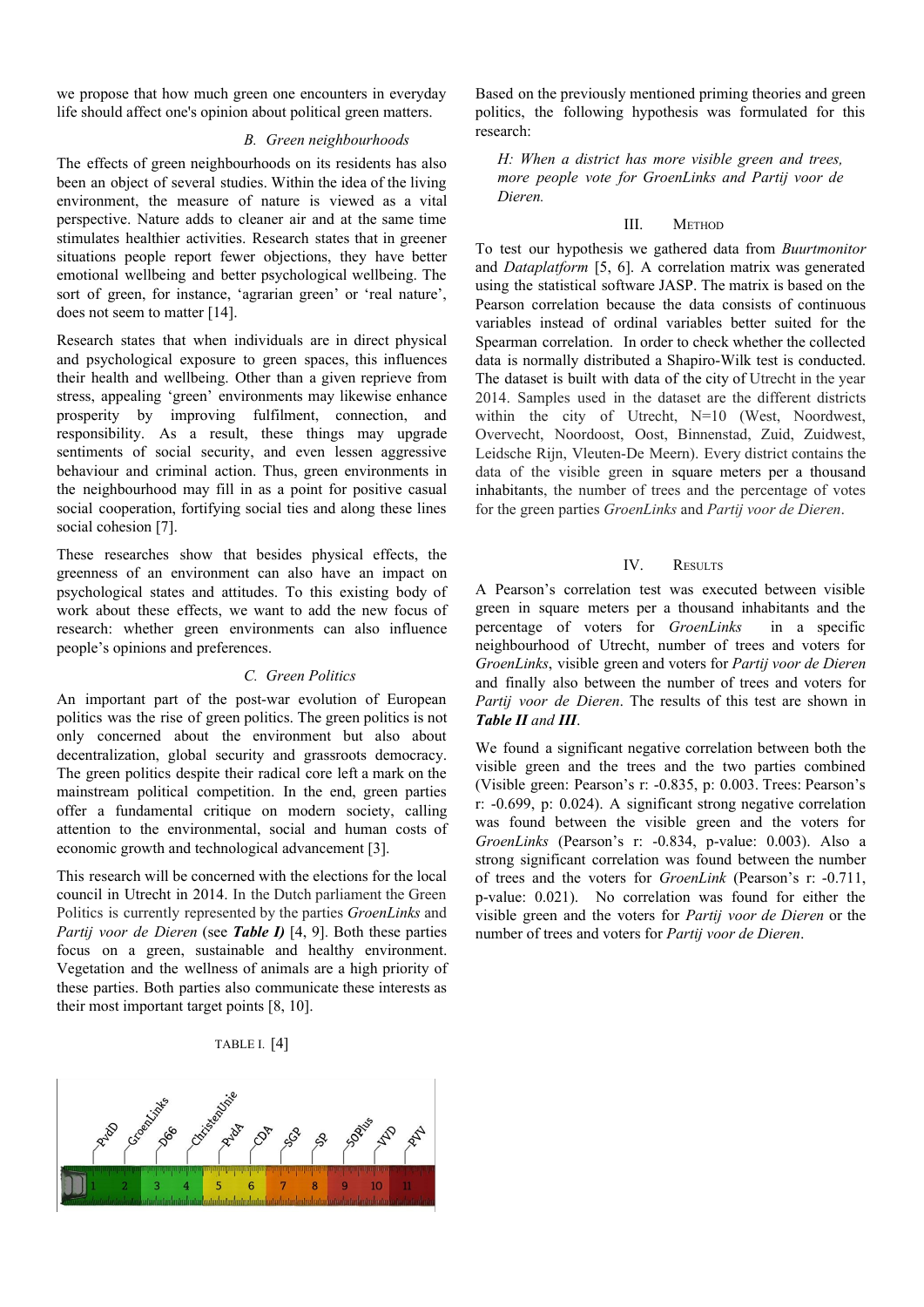we propose that how much green one encounters in everyday life should affect one's opinion about political green matters.

### B. Green neighbourhoods

The effects of green neighbourhoods on its residents has also been an object of several studies. Within the idea of the living environment, the measure of nature is viewed as a vital perspective. Nature adds to cleaner air and at the same time stimulates healthier activities. Research states that in greener situations people report fewer objections, they have better emotional wellbeing and better psychological wellbeing. The sort of green, for instance, 'agrarian green' or 'real nature', does not seem to matter [14].

Research states that when individuals are in direct physical and psychological exposure to green spaces, this influences their health and wellbeing. Other than a given reprieve from stress, appealing 'green' environments may likewise enhance prosperity by improving fulfilment, connection, and responsibility. As a result, these things may upgrade sentiments of social security, and even lessen aggressive behaviour and criminal action. Thus, green environments in the neighbourhood may fill in as a point for positive casual social cooperation, fortifying social ties and along these lines social cohesion [7].

These researches show that besides physical effects, the greenness of an environment can also have an impact on psychological states and attitudes. To this existing body of work about these effects, we want to add the new focus of research: whether green environments can also influence people's opinions and preferences.

### C. Green Politics

An important part of the post-war evolution of European politics was the rise of green politics. The green politics is not only concerned about the environment but also about decentralization, global security and grassroots democracy. The green politics despite their radical core left a mark on the mainstream political competition. In the end, green parties offer a fundamental critique on modern society, calling attention to the environmental, social and human costs of economic growth and technological advancement [3].

This research will be concerned with the elections for the local council in Utrecht in 2014. In the Dutch parliament the Green Politics is currently represented by the parties *GroenLinks* and *Partij voor de Dieren* (see ***Table I)*** [4, 9]. Both these parties focus on a green, sustainable and healthy environment. Vegetation and the wellness of animals are a high priority of these parties. Both parties also communicate these interests as their most important target points [8, 10].

TABLE I. [4]

| PvdD | GroenLinks | D66 | ChristenUnie | PvdA | CDA | SGP | SP | 50Plus | VVD | PVV |
|---|---|---|---|---|---|---|---|---|---|---|
| 1 | 2 | 3 | 4 | 5 | 6 | 7 | 8 | 9 | 10 | 11 |

Based on the previously mentioned priming theories and green politics, the following hypothesis was formulated for this research:

> *H: When a district has more visible green and trees, more people vote for GroenLinks and Partij voor de Dieren.*

## III. Method

To test our hypothesis we gathered data from *Buurtmonitor* and *Dataplatform* [5, 6]. A correlation matrix was generated using the statistical software JASP. The matrix is based on the Pearson correlation because the data consists of continuous variables instead of ordinal variables better suited for the Spearman correlation. In order to check whether the collected data is normally distributed a Shapiro-Wilk test is conducted. The dataset is built with data of the city of Utrecht in the year 2014. Samples used in the dataset are the different districts within the city of Utrecht, N=10 (West, Noordwest, Overvecht, Noordoost, Oost, Binnenstad, Zuid, Zuidwest, Leidsche Rijn, Vleuten-De Meern). Every district contains the data of the visible green in square meters per a thousand inhabitants, the number of trees and the percentage of votes for the green parties *GroenLinks* and *Partij voor de Dieren*.

## IV. Results

A Pearson's correlation test was executed between visible green in square meters per a thousand inhabitants and the percentage of voters for *GroenLinks* in a specific neighbourhood of Utrecht, number of trees and voters for *GroenLinks*, visible green and voters for *Partij voor de Dieren* and finally also between the number of trees and voters for *Partij voor de Dieren*. The results of this test are shown in ***Table II** and **III***.

We found a significant negative correlation between both the visible green and the trees and the two parties combined (Visible green: Pearson's r: -0.835, p: 0.003. Trees: Pearson's r: -0.699, p: 0.024). A significant strong negative correlation was found between the visible green and the voters for *GroenLinks* (Pearson's r: -0.834, p-value: 0.003). Also a strong significant correlation was found between the number of trees and the voters for *GroenLink* (Pearson's r: -0.711, p-value: 0.021). No correlation was found for either the visible green and the voters for *Partij voor de Dieren* or the number of trees and voters for *Partij voor de Dieren*.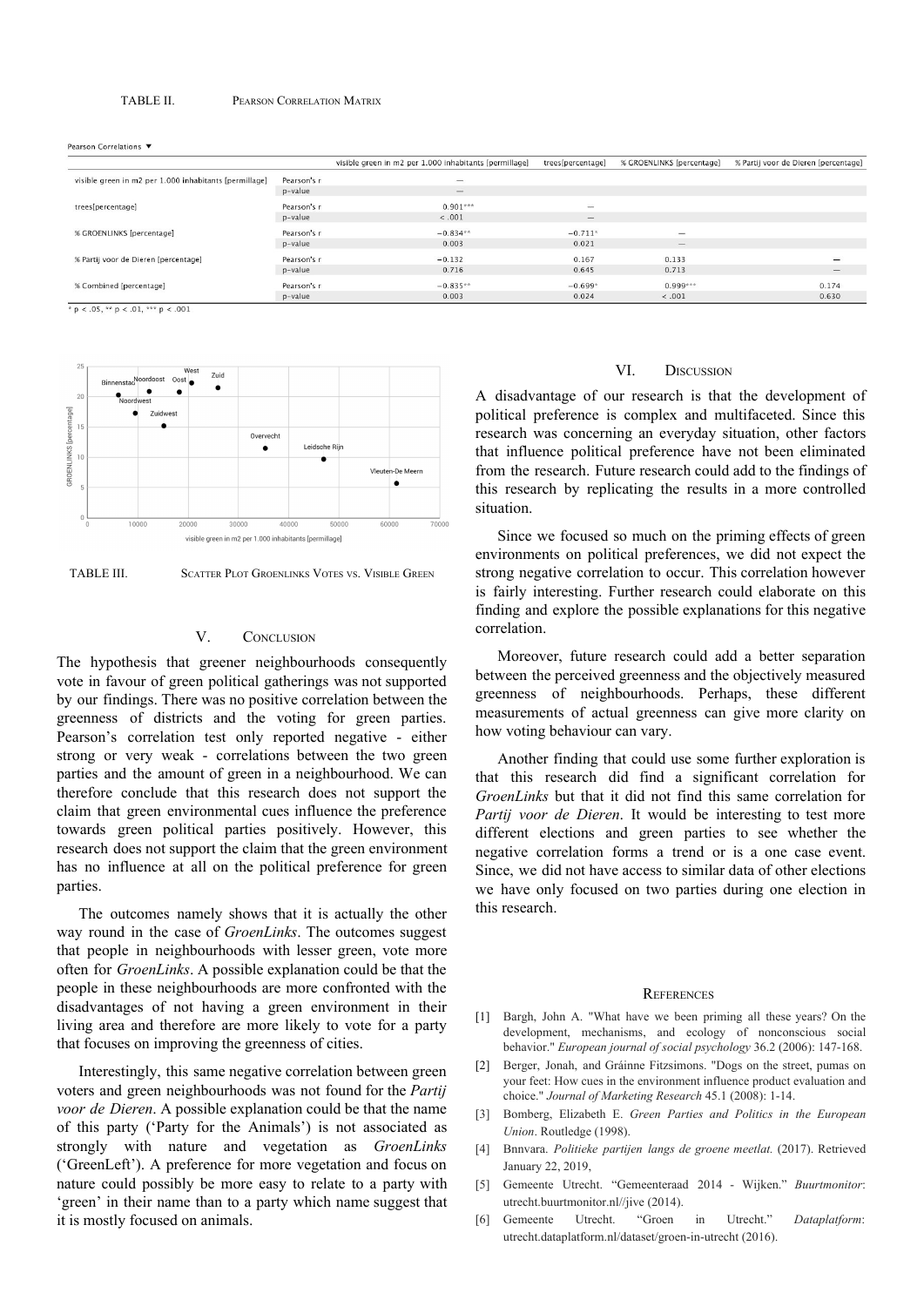TABLE II. PEARSON CORRELATION MATRIX

Pearson Correlations

| | | visible green in m2 per 1.000 inhabitants [permillage] | trees[percentage] | % GROENLINKS [percentage] | % Partij voor de Dieren [percentage] |
|---|---|---|---|---|---|
| visible green in m2 per 1.000 inhabitants [permillage] | Pearson's r | — | | | |
| | p-value | — | | | |
| trees[percentage] | Pearson's r | 0.901*** | — | | |
| | p-value | < .001 | — | | |
| % GROENLINKS [percentage] | Pearson's r | −0.834** | −0.711* | — | |
| | p-value | 0.003 | 0.021 | — | |
| % Partij voor de Dieren [percentage] | Pearson's r | −0.132 | 0.167 | 0.133 | — |
| | p-value | 0.716 | 0.645 | 0.713 | — |
| % Combined [percentage] | Pearson's r | −0.835** | −0.699* | 0.999*** | 0.174 |
| | p-value | 0.003 | 0.024 | < .001 | 0.630 |

\* p < .05, ** p < .01, *** p < .001

TABLE III. SCATTER PLOT GROENLINKS VOTES VS. VISIBLE GREEN

## V. CONCLUSION

The hypothesis that greener neighbourhoods consequently vote in favour of green political gatherings was not supported by our findings. There was no positive correlation between the greenness of districts and the voting for green parties. Pearson's correlation test only reported negative - either strong or very weak - correlations between the two green parties and the amount of green in a neighbourhood. We can therefore conclude that this research does not support the claim that green environmental cues influence the preference towards green political parties positively. However, this research does not support the claim that the green environment has no influence at all on the political preference for green parties.

The outcomes namely shows that it is actually the other way round in the case of *GroenLinks*. The outcomes suggest that people in neighbourhoods with lesser green, vote more often for *GroenLinks*. A possible explanation could be that the people in these neighbourhoods are more confronted with the disadvantages of not having a green environment in their living area and therefore are more likely to vote for a party that focuses on improving the greenness of cities.

Interestingly, this same negative correlation between green voters and green neighbourhoods was not found for the *Partij voor de Dieren*. A possible explanation could be that the name of this party ('Party for the Animals') is not associated as strongly with nature and vegetation as *GroenLinks* ('GreenLeft'). A preference for more vegetation and focus on nature could possibly be more easy to relate to a party with 'green' in their name than to a party which name suggest that it is mostly focused on animals.

## VI. DISCUSSION

A disadvantage of our research is that the development of political preference is complex and multifaceted. Since this research was concerning an everyday situation, other factors that influence political preference have not been eliminated from the research. Future research could add to the findings of this research by replicating the results in a more controlled situation.

Since we focused so much on the priming effects of green environments on political preferences, we did not expect the strong negative correlation to occur. This correlation however is fairly interesting. Further research could elaborate on this finding and explore the possible explanations for this negative correlation.

Moreover, future research could add a better separation between the perceived greenness and the objectively measured greenness of neighbourhoods. Perhaps, these different measurements of actual greenness can give more clarity on how voting behaviour can vary.

Another finding that could use some further exploration is that this research did find a significant correlation for *GroenLinks* but that it did not find this same correlation for *Partij voor de Dieren*. It would be interesting to test more different elections and green parties to see whether the negative correlation forms a trend or is a one case event. Since, we did not have access to similar data of other elections we have only focused on two parties during one election in this research.

## REFERENCES

[1] Bargh, John A. "What have we been priming all these years? On the development, mechanisms, and ecology of nonconscious social behavior." *European journal of social psychology* 36.2 (2006): 147-168.

[2] Berger, Jonah, and Gráinne Fitzsimons. "Dogs on the street, pumas on your feet: How cues in the environment influence product evaluation and choice." *Journal of Marketing Research* 45.1 (2008): 1-14.

[3] Bomberg, Elizabeth E. *Green Parties and Politics in the European Union*. Routledge (1998).

[4] Bnnvara. *Politieke partijen langs de groene meetlat.* (2017). Retrieved January 22, 2019,

[5] Gemeente Utrecht. "Gemeenteraad 2014 - Wijken." *Buurtmonitor*: utrecht.buurtmonitor.nl//jive (2014).

[6] Gemeente Utrecht. "Groen in Utrecht." *Dataplatform*: utrecht.dataplatform.nl/dataset/groen-in-utrecht (2016).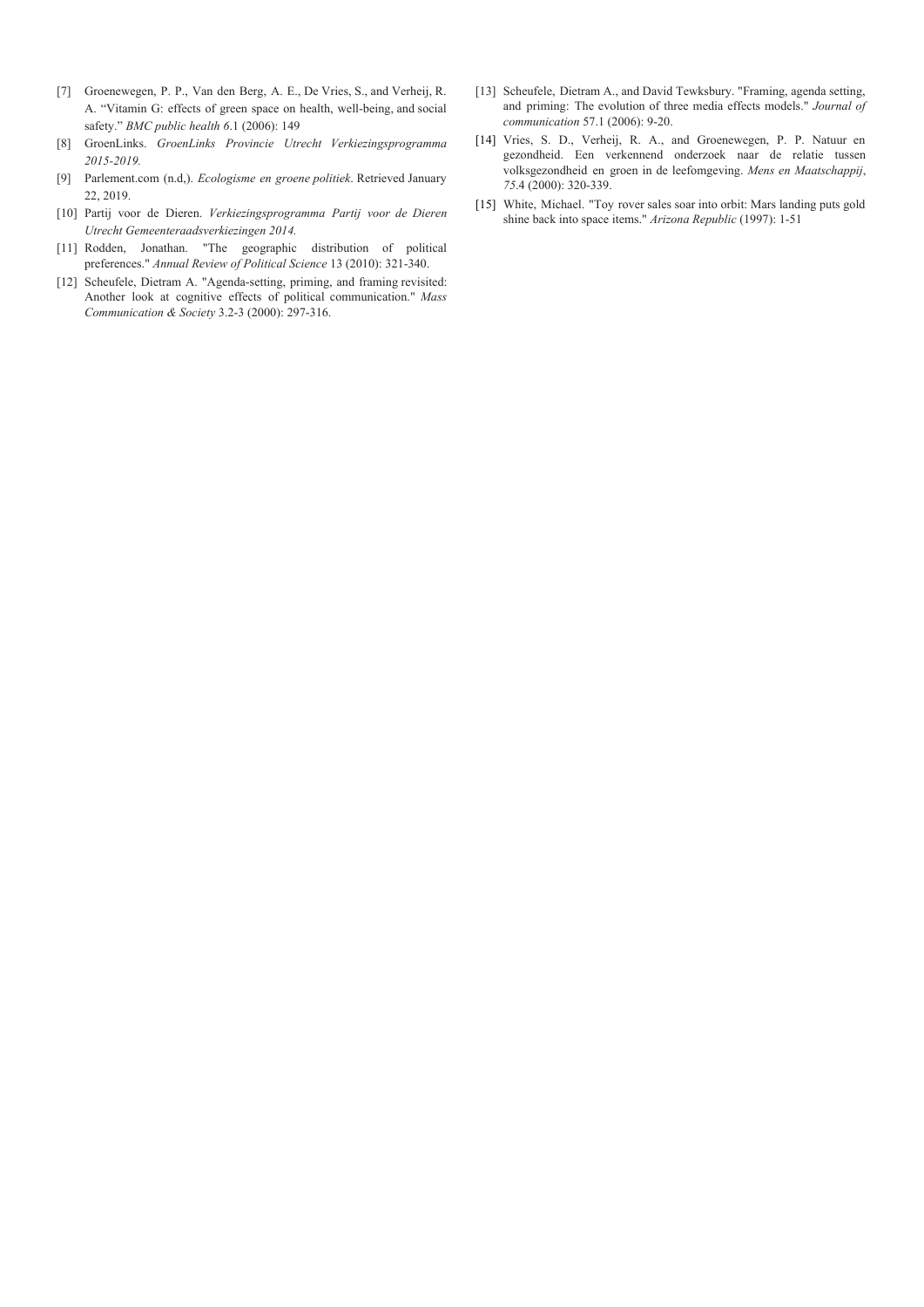[7] Groenewegen, P. P., Van den Berg, A. E., De Vries, S., and Verheij, R. A. "Vitamin G: effects of green space on health, well-being, and social safety." *BMC public health 6*.1 (2006): 149

[8] GroenLinks. *GroenLinks Provincie Utrecht Verkiezingsprogramma 2015-2019.*

[9] Parlement.com (n.d,). *Ecologisme en groene politiek*. Retrieved January 22, 2019.

[10] Partij voor de Dieren. *Verkiezingsprogramma Partij voor de Dieren Utrecht Gemeenteraadsverkiezingen 2014.*

[11] Rodden, Jonathan. "The geographic distribution of political preferences." *Annual Review of Political Science* 13 (2010): 321-340.

[12] Scheufele, Dietram A. "Agenda-setting, priming, and framing revisited: Another look at cognitive effects of political communication." *Mass Communication & Society* 3.2-3 (2000): 297-316.

[13] Scheufele, Dietram A., and David Tewksbury. "Framing, agenda setting, and priming: The evolution of three media effects models." *Journal of communication* 57.1 (2006): 9-20.

[14] Vries, S. D., Verheij, R. A., and Groenewegen, P. P. Natuur en gezondheid. Een verkennend onderzoek naar de relatie tussen volksgezondheid en groen in de leefomgeving. *Mens en Maatschappij*, *75*.4 (2000): 320-339.

[15] White, Michael. "Toy rover sales soar into orbit: Mars landing puts gold shine back into space items." *Arizona Republic* (1997): 1-51